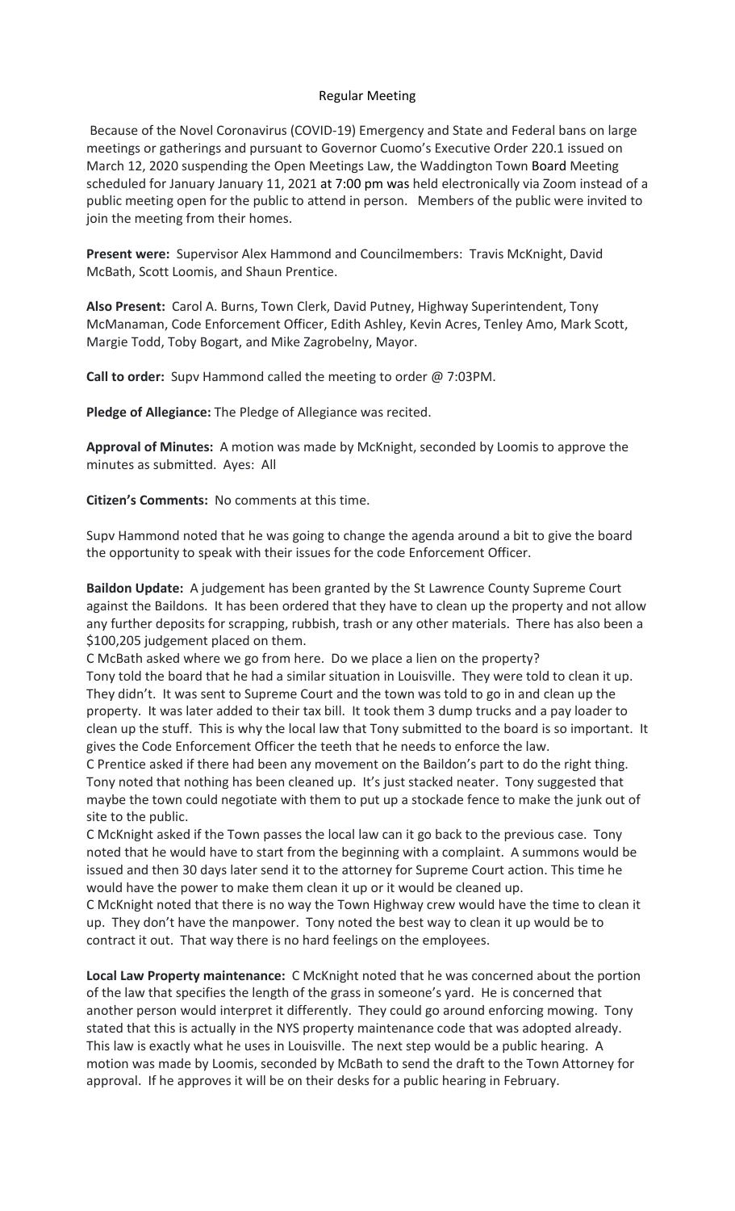# Regular Meeting

Because of the Novel Coronavirus (COVID-19) Emergency and State and Federal bans on large meetings or gatherings and pursuant to Governor Cuomo's Executive Order 220.1 issued on March 12, 2020 suspending the Open Meetings Law, the Waddington Town Board Meeting scheduled for January January 11, 2021 at 7:00 pm was held electronically via Zoom instead of a public meeting open for the public to attend in person. Members of the public were invited to join the meeting from their homes.

**Present were:** Supervisor Alex Hammond and Councilmembers: Travis McKnight, David McBath, Scott Loomis, and Shaun Prentice.

**Also Present:** Carol A. Burns, Town Clerk, David Putney, Highway Superintendent, Tony McManaman, Code Enforcement Officer, Edith Ashley, Kevin Acres, Tenley Amo, Mark Scott, Margie Todd, Toby Bogart, and Mike Zagrobelny, Mayor.

**Call to order:** Supv Hammond called the meeting to order @ 7:03PM.

**Pledge of Allegiance:** The Pledge of Allegiance was recited.

**Approval of Minutes:** A motion was made by McKnight, seconded by Loomis to approve the minutes as submitted. Ayes: All

**Citizen's Comments:** No comments at this time.

Supv Hammond noted that he was going to change the agenda around a bit to give the board the opportunity to speak with their issues for the code Enforcement Officer.

**Baildon Update:** A judgement has been granted by the St Lawrence County Supreme Court against the Baildons. It has been ordered that they have to clean up the property and not allow any further deposits for scrapping, rubbish, trash or any other materials. There has also been a $100,205 judgement placed on them.

C McBath asked where we go from here. Do we place a lien on the property?

Tony told the board that he had a similar situation in Louisville. They were told to clean it up. They didn't. It was sent to Supreme Court and the town was told to go in and clean up the property. It was later added to their tax bill. It took them 3 dump trucks and a pay loader to clean up the stuff. This is why the local law that Tony submitted to the board is so important. It gives the Code Enforcement Officer the teeth that he needs to enforce the law.

C Prentice asked if there had been any movement on the Baildon's part to do the right thing. Tony noted that nothing has been cleaned up. It's just stacked neater. Tony suggested that maybe the town could negotiate with them to put up a stockade fence to make the junk out of site to the public.

C McKnight asked if the Town passes the local law can it go back to the previous case. Tony noted that he would have to start from the beginning with a complaint. A summons would be issued and then 30 days later send it to the attorney for Supreme Court action. This time he would have the power to make them clean it up or it would be cleaned up.

C McKnight noted that there is no way the Town Highway crew would have the time to clean it up. They don't have the manpower. Tony noted the best way to clean it up would be to contract it out. That way there is no hard feelings on the employees.

**Local Law Property maintenance:** C McKnight noted that he was concerned about the portion of the law that specifies the length of the grass in someone's yard. He is concerned that another person would interpret it differently. They could go around enforcing mowing. Tony stated that this is actually in the NYS property maintenance code that was adopted already. This law is exactly what he uses in Louisville. The next step would be a public hearing. A motion was made by Loomis, seconded by McBath to send the draft to the Town Attorney for approval. If he approves it will be on their desks for a public hearing in February.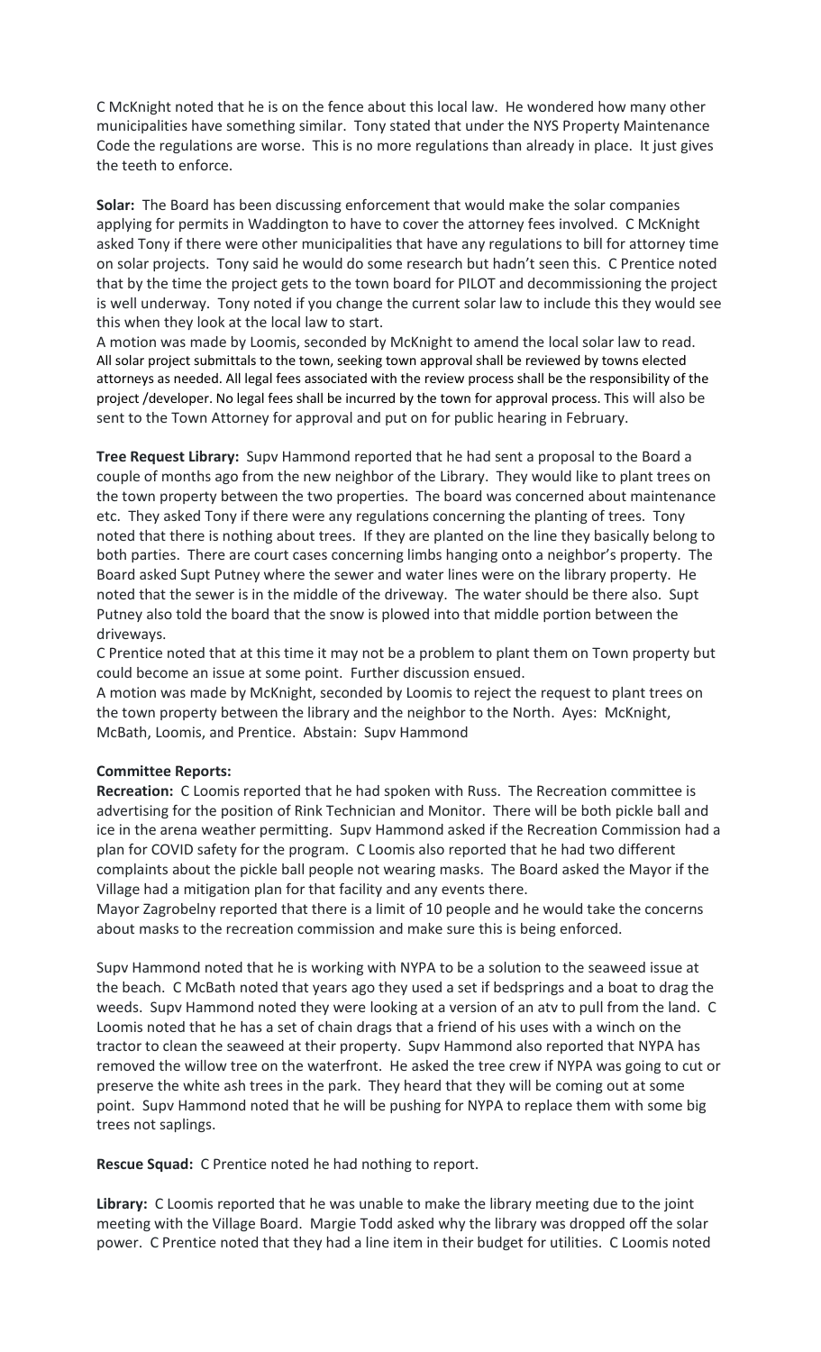C McKnight noted that he is on the fence about this local law. He wondered how many other municipalities have something similar. Tony stated that under the NYS Property Maintenance Code the regulations are worse. This is no more regulations than already in place. It just gives the teeth to enforce.

**Solar:** The Board has been discussing enforcement that would make the solar companies applying for permits in Waddington to have to cover the attorney fees involved. C McKnight asked Tony if there were other municipalities that have any regulations to bill for attorney time on solar projects. Tony said he would do some research but hadn't seen this. C Prentice noted that by the time the project gets to the town board for PILOT and decommissioning the project is well underway. Tony noted if you change the current solar law to include this they would see this when they look at the local law to start.

A motion was made by Loomis, seconded by McKnight to amend the local solar law to read. All solar project submittals to the town, seeking town approval shall be reviewed by towns elected attorneys as needed. All legal fees associated with the review process shall be the responsibility of the project /developer. No legal fees shall be incurred by the town for approval process. This will also be sent to the Town Attorney for approval and put on for public hearing in February.

**Tree Request Library:** Supv Hammond reported that he had sent a proposal to the Board a couple of months ago from the new neighbor of the Library. They would like to plant trees on the town property between the two properties. The board was concerned about maintenance etc. They asked Tony if there were any regulations concerning the planting of trees. Tony noted that there is nothing about trees. If they are planted on the line they basically belong to both parties. There are court cases concerning limbs hanging onto a neighbor's property. The Board asked Supt Putney where the sewer and water lines were on the library property. He noted that the sewer is in the middle of the driveway. The water should be there also. Supt Putney also told the board that the snow is plowed into that middle portion between the driveways.

C Prentice noted that at this time it may not be a problem to plant them on Town property but could become an issue at some point. Further discussion ensued.

A motion was made by McKnight, seconded by Loomis to reject the request to plant trees on the town property between the library and the neighbor to the North. Ayes: McKnight, McBath, Loomis, and Prentice. Abstain: Supv Hammond

**Committee Reports:**

**Recreation:** C Loomis reported that he had spoken with Russ. The Recreation committee is advertising for the position of Rink Technician and Monitor. There will be both pickle ball and ice in the arena weather permitting. Supv Hammond asked if the Recreation Commission had a plan for COVID safety for the program. C Loomis also reported that he had two different complaints about the pickle ball people not wearing masks. The Board asked the Mayor if the Village had a mitigation plan for that facility and any events there.

Mayor Zagrobelny reported that there is a limit of 10 people and he would take the concerns about masks to the recreation commission and make sure this is being enforced.

Supv Hammond noted that he is working with NYPA to be a solution to the seaweed issue at the beach. C McBath noted that years ago they used a set if bedsprings and a boat to drag the weeds. Supv Hammond noted they were looking at a version of an atv to pull from the land. C Loomis noted that he has a set of chain drags that a friend of his uses with a winch on the tractor to clean the seaweed at their property. Supv Hammond also reported that NYPA has removed the willow tree on the waterfront. He asked the tree crew if NYPA was going to cut or preserve the white ash trees in the park. They heard that they will be coming out at some point. Supv Hammond noted that he will be pushing for NYPA to replace them with some big trees not saplings.

**Rescue Squad:** C Prentice noted he had nothing to report.

**Library:** C Loomis reported that he was unable to make the library meeting due to the joint meeting with the Village Board. Margie Todd asked why the library was dropped off the solar power. C Prentice noted that they had a line item in their budget for utilities. C Loomis noted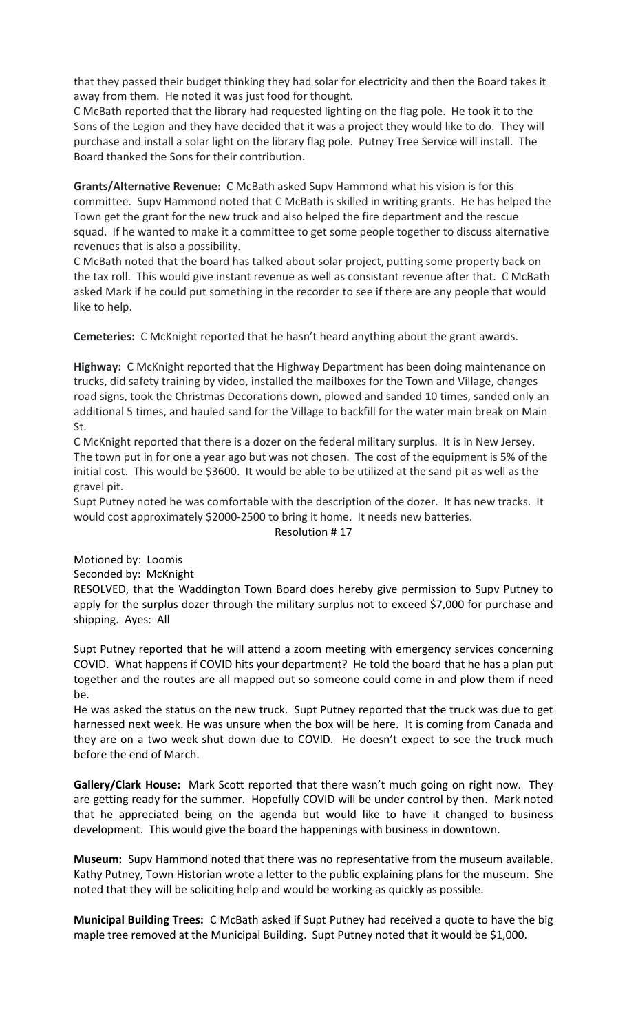that they passed their budget thinking they had solar for electricity and then the Board takes it away from them. He noted it was just food for thought.

C McBath reported that the library had requested lighting on the flag pole. He took it to the Sons of the Legion and they have decided that it was a project they would like to do. They will purchase and install a solar light on the library flag pole. Putney Tree Service will install. The Board thanked the Sons for their contribution.

**Grants/Alternative Revenue:** C McBath asked Supv Hammond what his vision is for this committee. Supv Hammond noted that C McBath is skilled in writing grants. He has helped the Town get the grant for the new truck and also helped the fire department and the rescue squad. If he wanted to make it a committee to get some people together to discuss alternative revenues that is also a possibility.

C McBath noted that the board has talked about solar project, putting some property back on the tax roll. This would give instant revenue as well as consistant revenue after that. C McBath asked Mark if he could put something in the recorder to see if there are any people that would like to help.

**Cemeteries:** C McKnight reported that he hasn't heard anything about the grant awards.

**Highway:** C McKnight reported that the Highway Department has been doing maintenance on trucks, did safety training by video, installed the mailboxes for the Town and Village, changes road signs, took the Christmas Decorations down, plowed and sanded 10 times, sanded only an additional 5 times, and hauled sand for the Village to backfill for the water main break on Main St.

C McKnight reported that there is a dozer on the federal military surplus. It is in New Jersey. The town put in for one a year ago but was not chosen. The cost of the equipment is 5% of the initial cost. This would be $3600. It would be able to be utilized at the sand pit as well as the gravel pit.

Supt Putney noted he was comfortable with the description of the dozer. It has new tracks. It would cost approximately $2000-2500 to bring it home. It needs new batteries.

Resolution # 17

Motioned by: Loomis

Seconded by: McKnight

RESOLVED, that the Waddington Town Board does hereby give permission to Supv Putney to apply for the surplus dozer through the military surplus not to exceed $7,000 for purchase and shipping. Ayes: All

Supt Putney reported that he will attend a zoom meeting with emergency services concerning COVID. What happens if COVID hits your department? He told the board that he has a plan put together and the routes are all mapped out so someone could come in and plow them if need be.

He was asked the status on the new truck. Supt Putney reported that the truck was due to get harnessed next week. He was unsure when the box will be here. It is coming from Canada and they are on a two week shut down due to COVID. He doesn't expect to see the truck much before the end of March.

**Gallery/Clark House:** Mark Scott reported that there wasn't much going on right now. They are getting ready for the summer. Hopefully COVID will be under control by then. Mark noted that he appreciated being on the agenda but would like to have it changed to business development. This would give the board the happenings with business in downtown.

**Museum:** Supv Hammond noted that there was no representative from the museum available. Kathy Putney, Town Historian wrote a letter to the public explaining plans for the museum. She noted that they will be soliciting help and would be working as quickly as possible.

**Municipal Building Trees:** C McBath asked if Supt Putney had received a quote to have the big maple tree removed at the Municipal Building. Supt Putney noted that it would be $1,000.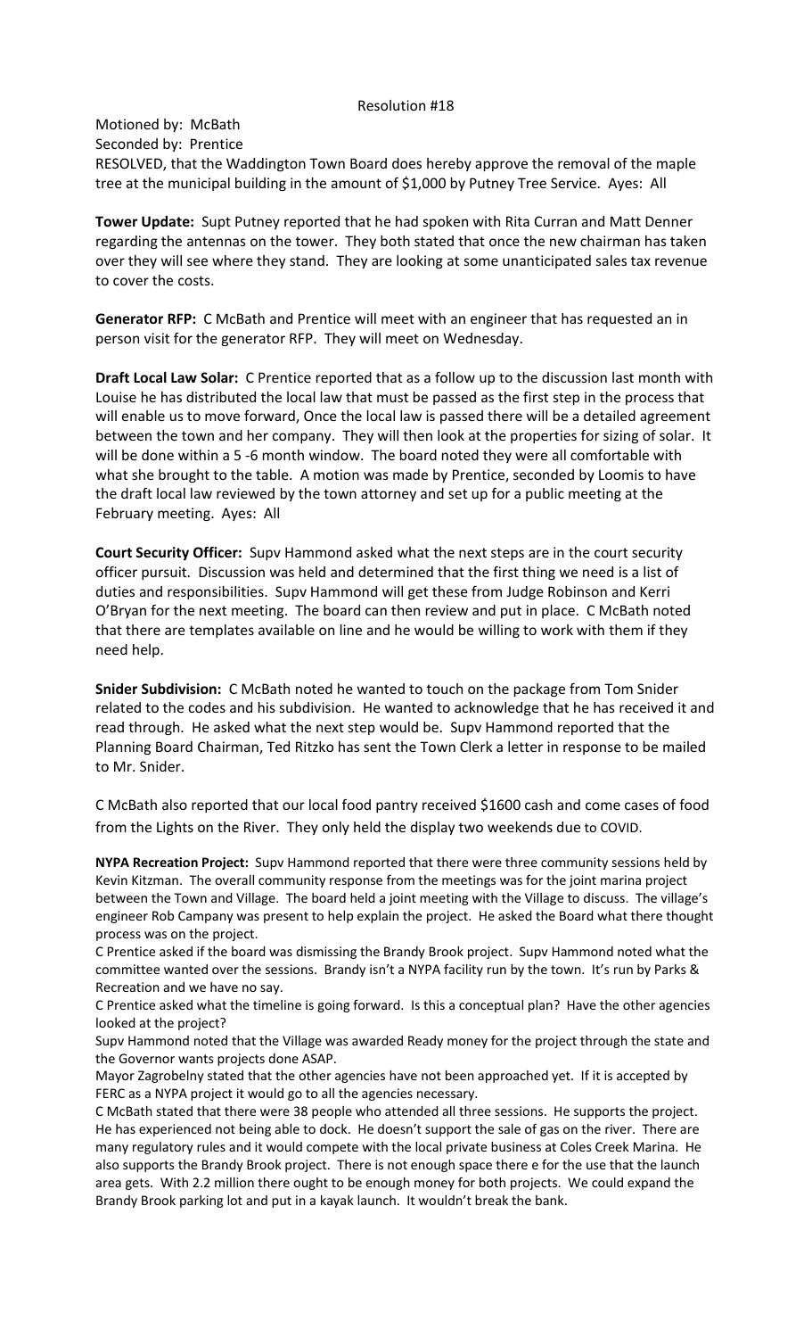Resolution #18

Motioned by: McBath
Seconded by: Prentice
RESOLVED, that the Waddington Town Board does hereby approve the removal of the maple tree at the municipal building in the amount of $1,000 by Putney Tree Service. Ayes: All

**Tower Update:** Supt Putney reported that he had spoken with Rita Curran and Matt Denner regarding the antennas on the tower. They both stated that once the new chairman has taken over they will see where they stand. They are looking at some unanticipated sales tax revenue to cover the costs.

**Generator RFP:** C McBath and Prentice will meet with an engineer that has requested an in person visit for the generator RFP. They will meet on Wednesday.

**Draft Local Law Solar:** C Prentice reported that as a follow up to the discussion last month with Louise he has distributed the local law that must be passed as the first step in the process that will enable us to move forward, Once the local law is passed there will be a detailed agreement between the town and her company. They will then look at the properties for sizing of solar. It will be done within a 5 -6 month window. The board noted they were all comfortable with what she brought to the table. A motion was made by Prentice, seconded by Loomis to have the draft local law reviewed by the town attorney and set up for a public meeting at the February meeting. Ayes: All

**Court Security Officer:** Supv Hammond asked what the next steps are in the court security officer pursuit. Discussion was held and determined that the first thing we need is a list of duties and responsibilities. Supv Hammond will get these from Judge Robinson and Kerri O'Bryan for the next meeting. The board can then review and put in place. C McBath noted that there are templates available on line and he would be willing to work with them if they need help.

**Snider Subdivision:** C McBath noted he wanted to touch on the package from Tom Snider related to the codes and his subdivision. He wanted to acknowledge that he has received it and read through. He asked what the next step would be. Supv Hammond reported that the Planning Board Chairman, Ted Ritzko has sent the Town Clerk a letter in response to be mailed to Mr. Snider.

C McBath also reported that our local food pantry received $1600 cash and come cases of food from the Lights on the River. They only held the display two weekends due to COVID.

**NYPA Recreation Project:** Supv Hammond reported that there were three community sessions held by Kevin Kitzman. The overall community response from the meetings was for the joint marina project between the Town and Village. The board held a joint meeting with the Village to discuss. The village's engineer Rob Campany was present to help explain the project. He asked the Board what there thought process was on the project.

C Prentice asked if the board was dismissing the Brandy Brook project. Supv Hammond noted what the committee wanted over the sessions. Brandy isn't a NYPA facility run by the town. It's run by Parks & Recreation and we have no say.

C Prentice asked what the timeline is going forward. Is this a conceptual plan? Have the other agencies looked at the project?

Supv Hammond noted that the Village was awarded Ready money for the project through the state and the Governor wants projects done ASAP.

Mayor Zagrobelny stated that the other agencies have not been approached yet. If it is accepted by FERC as a NYPA project it would go to all the agencies necessary.

C McBath stated that there were 38 people who attended all three sessions. He supports the project. He has experienced not being able to dock. He doesn't support the sale of gas on the river. There are many regulatory rules and it would compete with the local private business at Coles Creek Marina. He also supports the Brandy Brook project. There is not enough space there e for the use that the launch area gets. With 2.2 million there ought to be enough money for both projects. We could expand the Brandy Brook parking lot and put in a kayak launch. It wouldn't break the bank.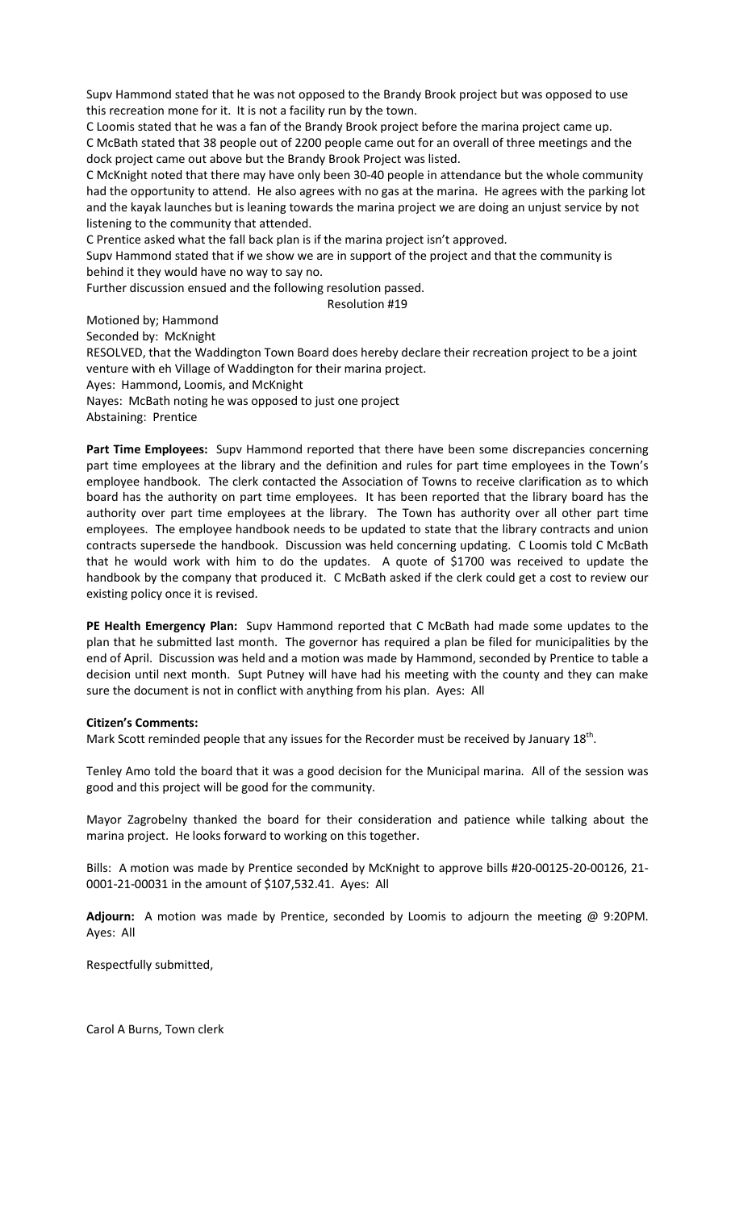Supv Hammond stated that he was not opposed to the Brandy Brook project but was opposed to use this recreation mone for it. It is not a facility run by the town.

C Loomis stated that he was a fan of the Brandy Brook project before the marina project came up.

C McBath stated that 38 people out of 2200 people came out for an overall of three meetings and the dock project came out above but the Brandy Brook Project was listed.

C McKnight noted that there may have only been 30-40 people in attendance but the whole community had the opportunity to attend. He also agrees with no gas at the marina. He agrees with the parking lot and the kayak launches but is leaning towards the marina project we are doing an unjust service by not listening to the community that attended.

C Prentice asked what the fall back plan is if the marina project isn't approved.

Supv Hammond stated that if we show we are in support of the project and that the community is behind it they would have no way to say no.

Further discussion ensued and the following resolution passed.

Resolution #19

Motioned by; Hammond

Seconded by: McKnight

RESOLVED, that the Waddington Town Board does hereby declare their recreation project to be a joint venture with eh Village of Waddington for their marina project.

Ayes: Hammond, Loomis, and McKnight

Nayes: McBath noting he was opposed to just one project

Abstaining: Prentice

**Part Time Employees:** Supv Hammond reported that there have been some discrepancies concerning part time employees at the library and the definition and rules for part time employees in the Town's employee handbook. The clerk contacted the Association of Towns to receive clarification as to which board has the authority on part time employees. It has been reported that the library board has the authority over part time employees at the library. The Town has authority over all other part time employees. The employee handbook needs to be updated to state that the library contracts and union contracts supersede the handbook. Discussion was held concerning updating. C Loomis told C McBath that he would work with him to do the updates. A quote of $1700 was received to update the handbook by the company that produced it. C McBath asked if the clerk could get a cost to review our existing policy once it is revised.

**PE Health Emergency Plan:** Supv Hammond reported that C McBath had made some updates to the plan that he submitted last month. The governor has required a plan be filed for municipalities by the end of April. Discussion was held and a motion was made by Hammond, seconded by Prentice to table a decision until next month. Supt Putney will have had his meeting with the county and they can make sure the document is not in conflict with anything from his plan. Ayes: All

**Citizen's Comments:**

Mark Scott reminded people that any issues for the Recorder must be received by January 18th.

Tenley Amo told the board that it was a good decision for the Municipal marina. All of the session was good and this project will be good for the community.

Mayor Zagrobelny thanked the board for their consideration and patience while talking about the marina project. He looks forward to working on this together.

Bills: A motion was made by Prentice seconded by McKnight to approve bills #20-00125-20-00126, 21-0001-21-00031 in the amount of $107,532.41. Ayes: All

**Adjourn:** A motion was made by Prentice, seconded by Loomis to adjourn the meeting @ 9:20PM. Ayes: All

Respectfully submitted,

Carol A Burns, Town clerk